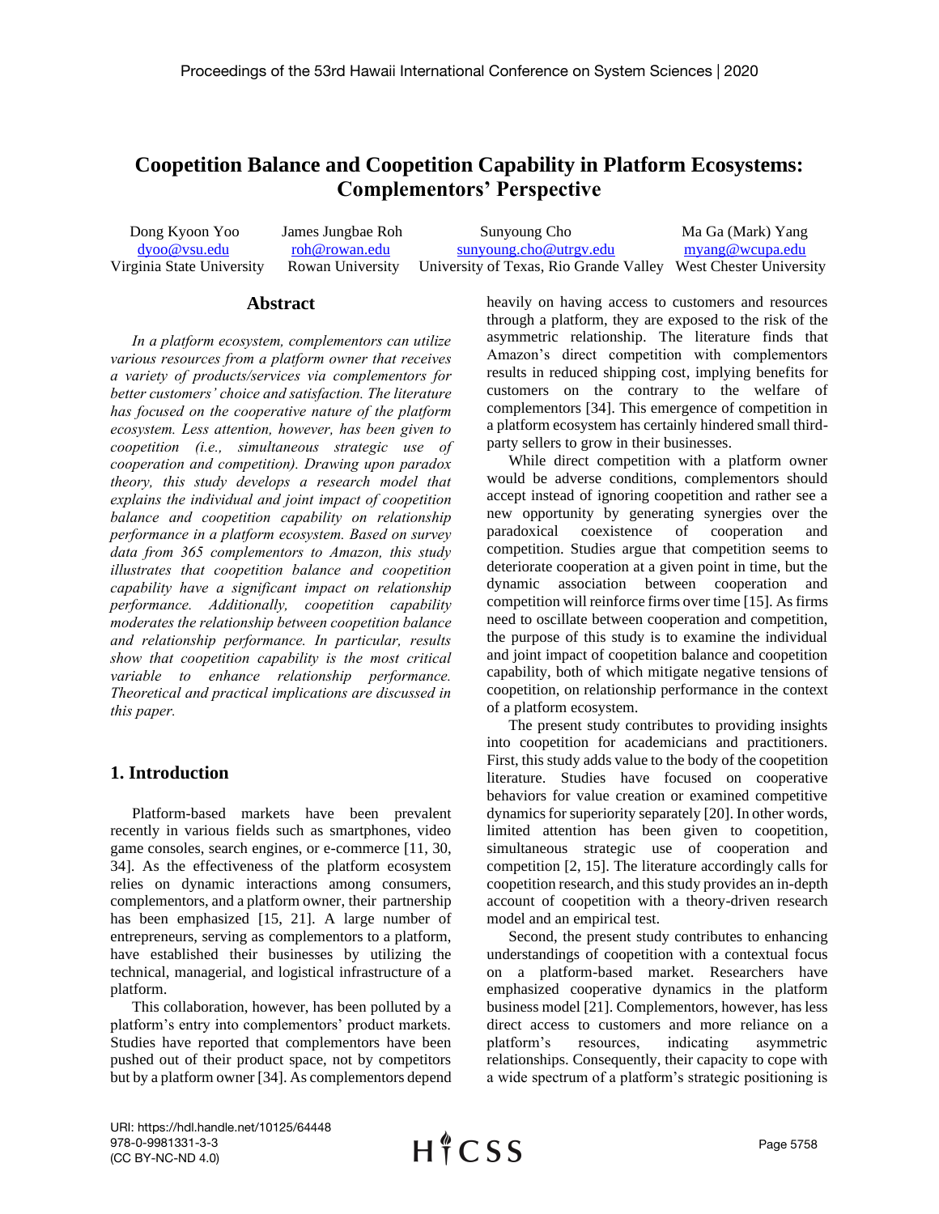# Coopetition Balance and Coopetition Capability in Platform Ecosystems: Complementors' Perspective

| Dong Kyoon Yoo | James Jungbae Roh | Sunyoung Cho | Ma Ga (Mark) Yang |
|---|---|---|---|
| dyoo@vsu.edu | roh@rowan.edu | sunyoung.cho@utrgv.edu | myang@wcupa.edu |
| Virginia State University | Rowan University | University of Texas, Rio Grande Valley | West Chester University |

## Abstract

*In a platform ecosystem, complementors can utilize various resources from a platform owner that receives a variety of products/services via complementors for better customers' choice and satisfaction. The literature has focused on the cooperative nature of the platform ecosystem. Less attention, however, has been given to coopetition (i.e., simultaneous strategic use of cooperation and competition). Drawing upon paradox theory, this study develops a research model that explains the individual and joint impact of coopetition balance and coopetition capability on relationship performance in a platform ecosystem. Based on survey data from 365 complementors to Amazon, this study illustrates that coopetition balance and coopetition capability have a significant impact on relationship performance. Additionally, coopetition capability moderates the relationship between coopetition balance and relationship performance. In particular, results show that coopetition capability is the most critical variable to enhance relationship performance. Theoretical and practical implications are discussed in this paper.*

## 1. Introduction

Platform-based markets have been prevalent recently in various fields such as smartphones, video game consoles, search engines, or e-commerce [11, 30, 34]. As the effectiveness of the platform ecosystem relies on dynamic interactions among consumers, complementors, and a platform owner, their partnership has been emphasized [15, 21]. A large number of entrepreneurs, serving as complementors to a platform, have established their businesses by utilizing the technical, managerial, and logistical infrastructure of a platform.

This collaboration, however, has been polluted by a platform's entry into complementors' product markets. Studies have reported that complementors have been pushed out of their product space, not by competitors but by a platform owner [34]. As complementors depend heavily on having access to customers and resources through a platform, they are exposed to the risk of the asymmetric relationship. The literature finds that Amazon's direct competition with complementors results in reduced shipping cost, implying benefits for customers on the contrary to the welfare of complementors [34]. This emergence of competition in a platform ecosystem has certainly hindered small third-party sellers to grow in their businesses.

While direct competition with a platform owner would be adverse conditions, complementors should accept instead of ignoring coopetition and rather see a new opportunity by generating synergies over the paradoxical coexistence of cooperation and competition. Studies argue that competition seems to deteriorate cooperation at a given point in time, but the dynamic association between cooperation and competition will reinforce firms over time [15]. As firms need to oscillate between cooperation and competition, the purpose of this study is to examine the individual and joint impact of coopetition balance and coopetition capability, both of which mitigate negative tensions of coopetition, on relationship performance in the context of a platform ecosystem.

The present study contributes to providing insights into coopetition for academicians and practitioners. First, this study adds value to the body of the coopetition literature. Studies have focused on cooperative behaviors for value creation or examined competitive dynamics for superiority separately [20]. In other words, limited attention has been given to coopetition, simultaneous strategic use of cooperation and competition [2, 15]. The literature accordingly calls for coopetition research, and this study provides an in-depth account of coopetition with a theory-driven research model and an empirical test.

Second, the present study contributes to enhancing understandings of coopetition with a contextual focus on a platform-based market. Researchers have emphasized cooperative dynamics in the platform business model [21]. Complementors, however, has less direct access to customers and more reliance on a platform's resources, indicating asymmetric relationships. Consequently, their capacity to cope with a wide spectrum of a platform's strategic positioning is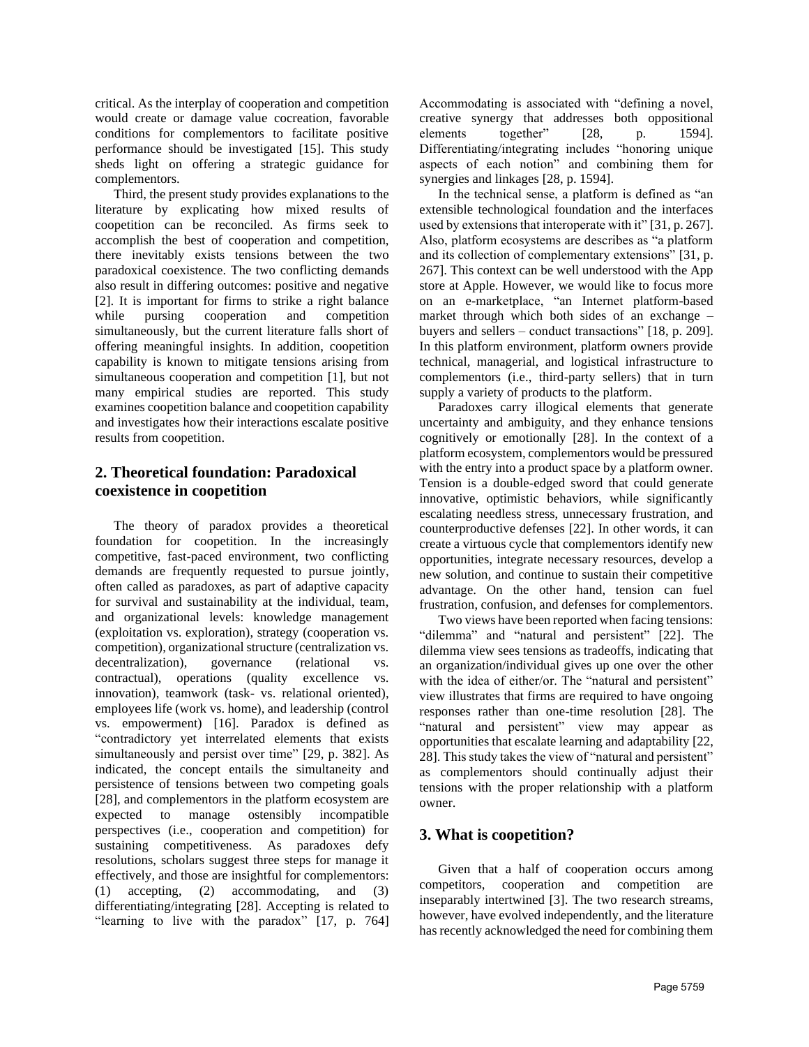critical. As the interplay of cooperation and competition would create or damage value cocreation, favorable conditions for complementors to facilitate positive performance should be investigated [15]. This study sheds light on offering a strategic guidance for complementors.

Third, the present study provides explanations to the literature by explicating how mixed results of coopetition can be reconciled. As firms seek to accomplish the best of cooperation and competition, there inevitably exists tensions between the two paradoxical coexistence. The two conflicting demands also result in differing outcomes: positive and negative [2]. It is important for firms to strike a right balance while pursing cooperation and competition simultaneously, but the current literature falls short of offering meaningful insights. In addition, coopetition capability is known to mitigate tensions arising from simultaneous cooperation and competition [1], but not many empirical studies are reported. This study examines coopetition balance and coopetition capability and investigates how their interactions escalate positive results from coopetition.

## 2. Theoretical foundation: Paradoxical coexistence in coopetition

The theory of paradox provides a theoretical foundation for coopetition. In the increasingly competitive, fast-paced environment, two conflicting demands are frequently requested to pursue jointly, often called as paradoxes, as part of adaptive capacity for survival and sustainability at the individual, team, and organizational levels: knowledge management (exploitation vs. exploration), strategy (cooperation vs. competition), organizational structure (centralization vs. decentralization), governance (relational vs. contractual), operations (quality excellence vs. innovation), teamwork (task- vs. relational oriented), employees life (work vs. home), and leadership (control vs. empowerment) [16]. Paradox is defined as "contradictory yet interrelated elements that exists simultaneously and persist over time" [29, p. 382]. As indicated, the concept entails the simultaneity and persistence of tensions between two competing goals [28], and complementors in the platform ecosystem are expected to manage ostensibly incompatible perspectives (i.e., cooperation and competition) for sustaining competitiveness. As paradoxes defy resolutions, scholars suggest three steps for manage it effectively, and those are insightful for complementors: (1) accepting, (2) accommodating, and (3) differentiating/integrating [28]. Accepting is related to "learning to live with the paradox" [17, p. 764] Accommodating is associated with "defining a novel, creative synergy that addresses both oppositional elements together" [28, p. 1594]. Differentiating/integrating includes "honoring unique aspects of each notion" and combining them for synergies and linkages [28, p. 1594].

In the technical sense, a platform is defined as "an extensible technological foundation and the interfaces used by extensions that interoperate with it" [31, p. 267]. Also, platform ecosystems are describes as "a platform and its collection of complementary extensions" [31, p. 267]. This context can be well understood with the App store at Apple. However, we would like to focus more on an e-marketplace, "an Internet platform-based market through which both sides of an exchange – buyers and sellers – conduct transactions" [18, p. 209]. In this platform environment, platform owners provide technical, managerial, and logistical infrastructure to complementors (i.e., third-party sellers) that in turn supply a variety of products to the platform.

Paradoxes carry illogical elements that generate uncertainty and ambiguity, and they enhance tensions cognitively or emotionally [28]. In the context of a platform ecosystem, complementors would be pressured with the entry into a product space by a platform owner. Tension is a double-edged sword that could generate innovative, optimistic behaviors, while significantly escalating needless stress, unnecessary frustration, and counterproductive defenses [22]. In other words, it can create a virtuous cycle that complementors identify new opportunities, integrate necessary resources, develop a new solution, and continue to sustain their competitive advantage. On the other hand, tension can fuel frustration, confusion, and defenses for complementors.

Two views have been reported when facing tensions: "dilemma" and "natural and persistent" [22]. The dilemma view sees tensions as tradeoffs, indicating that an organization/individual gives up one over the other with the idea of either/or. The "natural and persistent" view illustrates that firms are required to have ongoing responses rather than one-time resolution [28]. The "natural and persistent" view may appear as opportunities that escalate learning and adaptability [22, 28]. This study takes the view of "natural and persistent" as complementors should continually adjust their tensions with the proper relationship with a platform owner.

## 3. What is coopetition?

Given that a half of cooperation occurs among competitors, cooperation and competition are inseparably intertwined [3]. The two research streams, however, have evolved independently, and the literature has recently acknowledged the need for combining them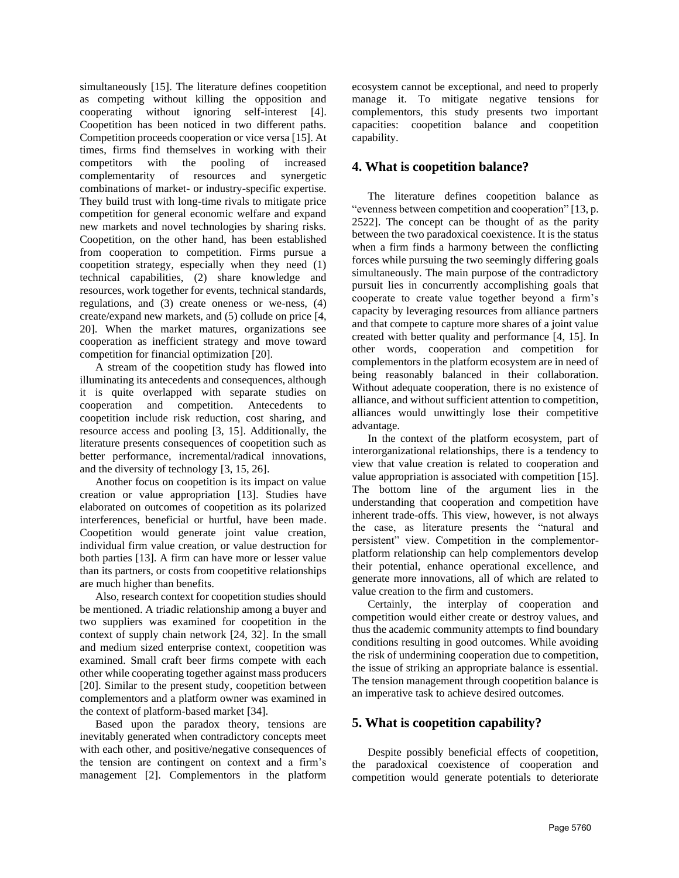simultaneously [15]. The literature defines coopetition as competing without killing the opposition and cooperating without ignoring self-interest [4]. Coopetition has been noticed in two different paths. Competition proceeds cooperation or vice versa [15]. At times, firms find themselves in working with their competitors with the pooling of increased complementarity of resources and synergetic combinations of market- or industry-specific expertise. They build trust with long-time rivals to mitigate price competition for general economic welfare and expand new markets and novel technologies by sharing risks. Coopetition, on the other hand, has been established from cooperation to competition. Firms pursue a coopetition strategy, especially when they need (1) technical capabilities, (2) share knowledge and resources, work together for events, technical standards, regulations, and (3) create oneness or we-ness, (4) create/expand new markets, and (5) collude on price [4, 20]. When the market matures, organizations see cooperation as inefficient strategy and move toward competition for financial optimization [20].

A stream of the coopetition study has flowed into illuminating its antecedents and consequences, although it is quite overlapped with separate studies on cooperation and competition. Antecedents to coopetition include risk reduction, cost sharing, and resource access and pooling [3, 15]. Additionally, the literature presents consequences of coopetition such as better performance, incremental/radical innovations, and the diversity of technology [3, 15, 26].

Another focus on coopetition is its impact on value creation or value appropriation [13]. Studies have elaborated on outcomes of coopetition as its polarized interferences, beneficial or hurtful, have been made. Coopetition would generate joint value creation, individual firm value creation, or value destruction for both parties [13]. A firm can have more or lesser value than its partners, or costs from coopetitive relationships are much higher than benefits.

Also, research context for coopetition studies should be mentioned. A triadic relationship among a buyer and two suppliers was examined for coopetition in the context of supply chain network [24, 32]. In the small and medium sized enterprise context, coopetition was examined. Small craft beer firms compete with each other while cooperating together against mass producers [20]. Similar to the present study, coopetition between complementors and a platform owner was examined in the context of platform-based market [34].

Based upon the paradox theory, tensions are inevitably generated when contradictory concepts meet with each other, and positive/negative consequences of the tension are contingent on context and a firm's management [2]. Complementors in the platform ecosystem cannot be exceptional, and need to properly manage it. To mitigate negative tensions for complementors, this study presents two important capacities: coopetition balance and coopetition capability.

## 4. What is coopetition balance?

The literature defines coopetition balance as "evenness between competition and cooperation" [13, p. 2522]. The concept can be thought of as the parity between the two paradoxical coexistence. It is the status when a firm finds a harmony between the conflicting forces while pursuing the two seemingly differing goals simultaneously. The main purpose of the contradictory pursuit lies in concurrently accomplishing goals that cooperate to create value together beyond a firm's capacity by leveraging resources from alliance partners and that compete to capture more shares of a joint value created with better quality and performance [4, 15]. In other words, cooperation and competition for complementors in the platform ecosystem are in need of being reasonably balanced in their collaboration. Without adequate cooperation, there is no existence of alliance, and without sufficient attention to competition, alliances would unwittingly lose their competitive advantage.

In the context of the platform ecosystem, part of interorganizational relationships, there is a tendency to view that value creation is related to cooperation and value appropriation is associated with competition [15]. The bottom line of the argument lies in the understanding that cooperation and competition have inherent trade-offs. This view, however, is not always the case, as literature presents the "natural and persistent" view. Competition in the complementor-platform relationship can help complementors develop their potential, enhance operational excellence, and generate more innovations, all of which are related to value creation to the firm and customers.

Certainly, the interplay of cooperation and competition would either create or destroy values, and thus the academic community attempts to find boundary conditions resulting in good outcomes. While avoiding the risk of undermining cooperation due to competition, the issue of striking an appropriate balance is essential. The tension management through coopetition balance is an imperative task to achieve desired outcomes.

## 5. What is coopetition capability?

Despite possibly beneficial effects of coopetition, the paradoxical coexistence of cooperation and competition would generate potentials to deteriorate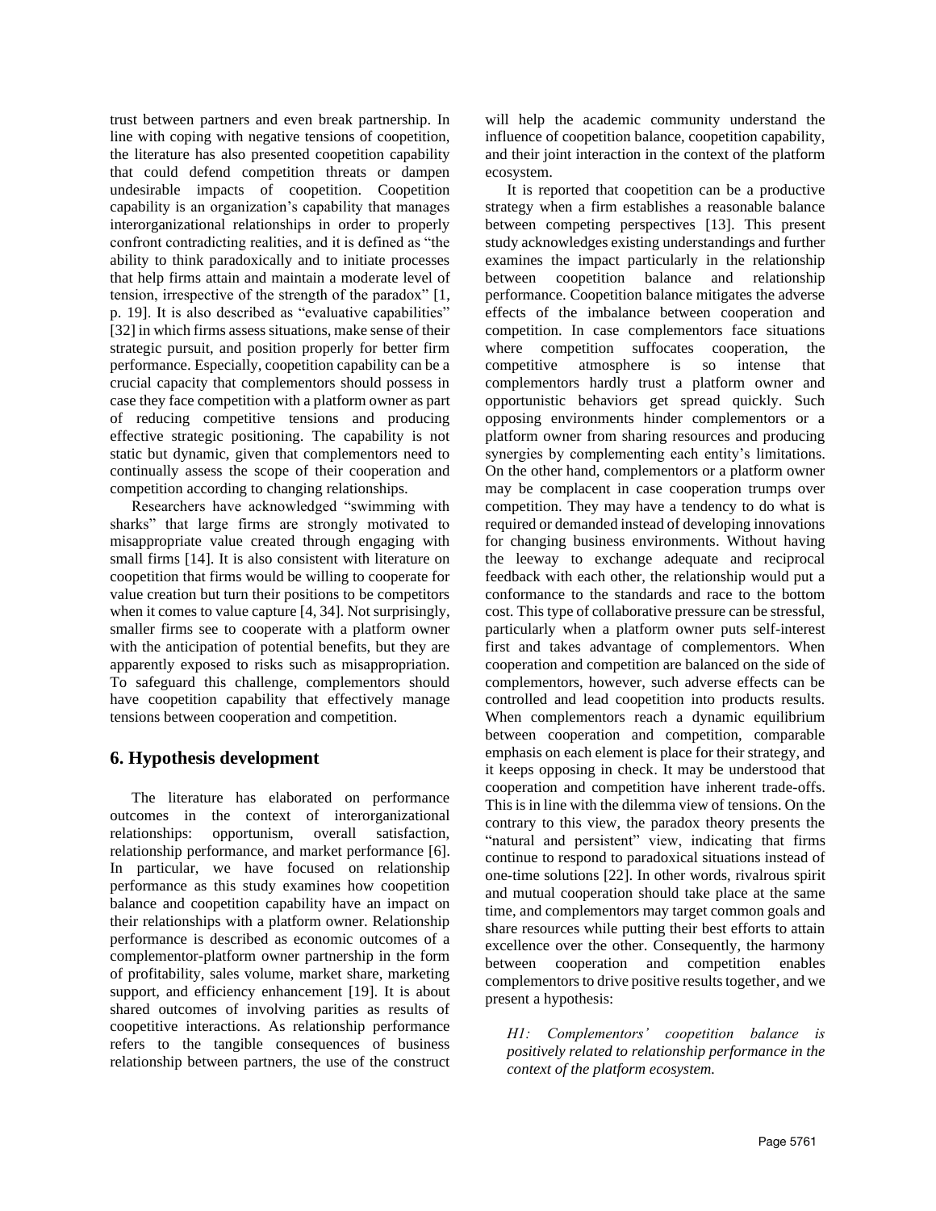trust between partners and even break partnership. In line with coping with negative tensions of coopetition, the literature has also presented coopetition capability that could defend competition threats or dampen undesirable impacts of coopetition. Coopetition capability is an organization's capability that manages interorganizational relationships in order to properly confront contradicting realities, and it is defined as "the ability to think paradoxically and to initiate processes that help firms attain and maintain a moderate level of tension, irrespective of the strength of the paradox" [1, p. 19]. It is also described as "evaluative capabilities" [32] in which firms assess situations, make sense of their strategic pursuit, and position properly for better firm performance. Especially, coopetition capability can be a crucial capacity that complementors should possess in case they face competition with a platform owner as part of reducing competitive tensions and producing effective strategic positioning. The capability is not static but dynamic, given that complementors need to continually assess the scope of their cooperation and competition according to changing relationships.

Researchers have acknowledged "swimming with sharks" that large firms are strongly motivated to misappropriate value created through engaging with small firms [14]. It is also consistent with literature on coopetition that firms would be willing to cooperate for value creation but turn their positions to be competitors when it comes to value capture [4, 34]. Not surprisingly, smaller firms see to cooperate with a platform owner with the anticipation of potential benefits, but they are apparently exposed to risks such as misappropriation. To safeguard this challenge, complementors should have coopetition capability that effectively manage tensions between cooperation and competition.

## 6. Hypothesis development

The literature has elaborated on performance outcomes in the context of interorganizational relationships: opportunism, overall satisfaction, relationship performance, and market performance [6]. In particular, we have focused on relationship performance as this study examines how coopetition balance and coopetition capability have an impact on their relationships with a platform owner. Relationship performance is described as economic outcomes of a complementor-platform owner partnership in the form of profitability, sales volume, market share, marketing support, and efficiency enhancement [19]. It is about shared outcomes of involving parities as results of coopetitive interactions. As relationship performance refers to the tangible consequences of business relationship between partners, the use of the construct will help the academic community understand the influence of coopetition balance, coopetition capability, and their joint interaction in the context of the platform ecosystem.

It is reported that coopetition can be a productive strategy when a firm establishes a reasonable balance between competing perspectives [13]. This present study acknowledges existing understandings and further examines the impact particularly in the relationship between coopetition balance and relationship performance. Coopetition balance mitigates the adverse effects of the imbalance between cooperation and competition. In case complementors face situations where competition suffocates cooperation, the competitive atmosphere is so intense that complementors hardly trust a platform owner and opportunistic behaviors get spread quickly. Such opposing environments hinder complementors or a platform owner from sharing resources and producing synergies by complementing each entity's limitations. On the other hand, complementors or a platform owner may be complacent in case cooperation trumps over competition. They may have a tendency to do what is required or demanded instead of developing innovations for changing business environments. Without having the leeway to exchange adequate and reciprocal feedback with each other, the relationship would put a conformance to the standards and race to the bottom cost. This type of collaborative pressure can be stressful, particularly when a platform owner puts self-interest first and takes advantage of complementors. When cooperation and competition are balanced on the side of complementors, however, such adverse effects can be controlled and lead coopetition into products results. When complementors reach a dynamic equilibrium between cooperation and competition, comparable emphasis on each element is place for their strategy, and it keeps opposing in check. It may be understood that cooperation and competition have inherent trade-offs. This is in line with the dilemma view of tensions. On the contrary to this view, the paradox theory presents the "natural and persistent" view, indicating that firms continue to respond to paradoxical situations instead of one-time solutions [22]. In other words, rivalrous spirit and mutual cooperation should take place at the same time, and complementors may target common goals and share resources while putting their best efforts to attain excellence over the other. Consequently, the harmony between cooperation and competition enables complementors to drive positive results together, and we present a hypothesis:

*H1: Complementors' coopetition balance is positively related to relationship performance in the context of the platform ecosystem.*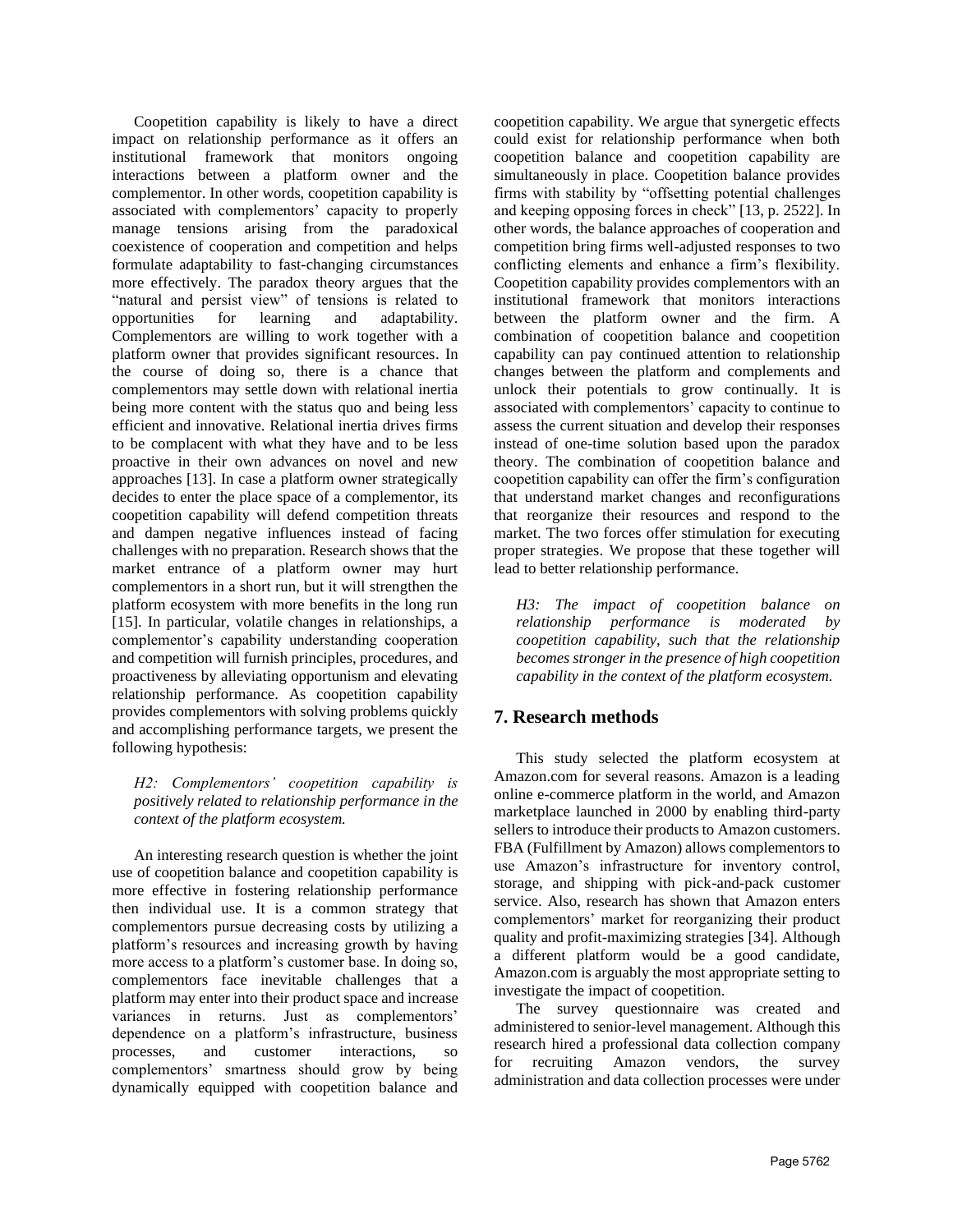Coopetition capability is likely to have a direct impact on relationship performance as it offers an institutional framework that monitors ongoing interactions between a platform owner and the complementor. In other words, coopetition capability is associated with complementors' capacity to properly manage tensions arising from the paradoxical coexistence of cooperation and competition and helps formulate adaptability to fast-changing circumstances more effectively. The paradox theory argues that the "natural and persist view" of tensions is related to opportunities for learning and adaptability. Complementors are willing to work together with a platform owner that provides significant resources. In the course of doing so, there is a chance that complementors may settle down with relational inertia being more content with the status quo and being less efficient and innovative. Relational inertia drives firms to be complacent with what they have and to be less proactive in their own advances on novel and new approaches [13]. In case a platform owner strategically decides to enter the place space of a complementor, its coopetition capability will defend competition threats and dampen negative influences instead of facing challenges with no preparation. Research shows that the market entrance of a platform owner may hurt complementors in a short run, but it will strengthen the platform ecosystem with more benefits in the long run [15]. In particular, volatile changes in relationships, a complementor's capability understanding cooperation and competition will furnish principles, procedures, and proactiveness by alleviating opportunism and elevating relationship performance. As coopetition capability provides complementors with solving problems quickly and accomplishing performance targets, we present the following hypothesis:

*H2: Complementors' coopetition capability is positively related to relationship performance in the context of the platform ecosystem.*

An interesting research question is whether the joint use of coopetition balance and coopetition capability is more effective in fostering relationship performance then individual use. It is a common strategy that complementors pursue decreasing costs by utilizing a platform's resources and increasing growth by having more access to a platform's customer base. In doing so, complementors face inevitable challenges that a platform may enter into their product space and increase variances in returns. Just as complementors' dependence on a platform's infrastructure, business processes, and customer interactions, so complementors' smartness should grow by being dynamically equipped with coopetition balance and coopetition capability. We argue that synergetic effects could exist for relationship performance when both coopetition balance and coopetition capability are simultaneously in place. Coopetition balance provides firms with stability by "offsetting potential challenges and keeping opposing forces in check" [13, p. 2522]. In other words, the balance approaches of cooperation and competition bring firms well-adjusted responses to two conflicting elements and enhance a firm's flexibility. Coopetition capability provides complementors with an institutional framework that monitors interactions between the platform owner and the firm. A combination of coopetition balance and coopetition capability can pay continued attention to relationship changes between the platform and complements and unlock their potentials to grow continually. It is associated with complementors' capacity to continue to assess the current situation and develop their responses instead of one-time solution based upon the paradox theory. The combination of coopetition balance and coopetition capability can offer the firm's configuration that understand market changes and reconfigurations that reorganize their resources and respond to the market. The two forces offer stimulation for executing proper strategies. We propose that these together will lead to better relationship performance.

*H3: The impact of coopetition balance on relationship performance is moderated by coopetition capability, such that the relationship becomes stronger in the presence of high coopetition capability in the context of the platform ecosystem.*

## 7. Research methods

This study selected the platform ecosystem at Amazon.com for several reasons. Amazon is a leading online e-commerce platform in the world, and Amazon marketplace launched in 2000 by enabling third-party sellers to introduce their products to Amazon customers. FBA (Fulfillment by Amazon) allows complementors to use Amazon's infrastructure for inventory control, storage, and shipping with pick-and-pack customer service. Also, research has shown that Amazon enters complementors' market for reorganizing their product quality and profit-maximizing strategies [34]. Although a different platform would be a good candidate, Amazon.com is arguably the most appropriate setting to investigate the impact of coopetition.

The survey questionnaire was created and administered to senior-level management. Although this research hired a professional data collection company for recruiting Amazon vendors, the survey administration and data collection processes were under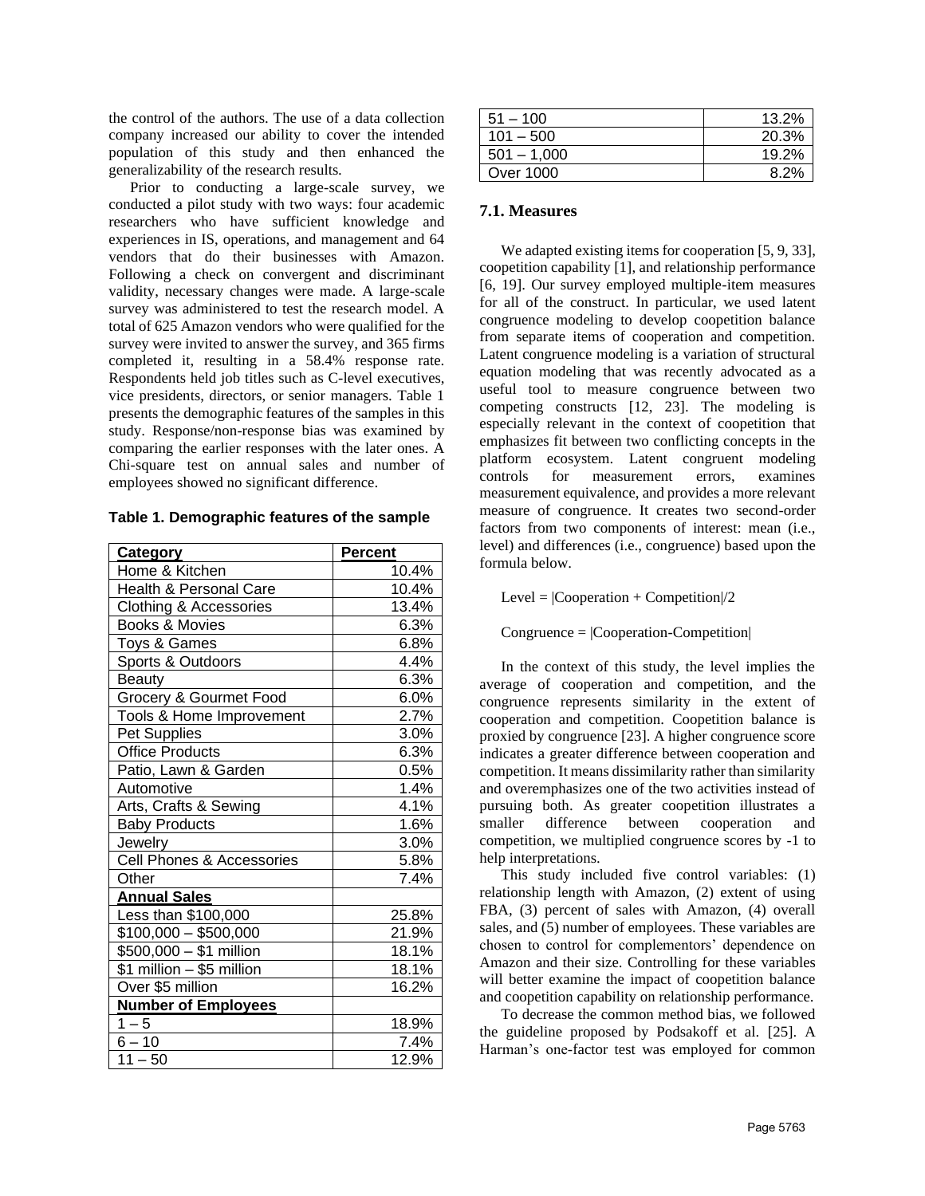the control of the authors. The use of a data collection company increased our ability to cover the intended population of this study and then enhanced the generalizability of the research results.

Prior to conducting a large-scale survey, we conducted a pilot study with two ways: four academic researchers who have sufficient knowledge and experiences in IS, operations, and management and 64 vendors that do their businesses with Amazon. Following a check on convergent and discriminant validity, necessary changes were made. A large-scale survey was administered to test the research model. A total of 625 Amazon vendors who were qualified for the survey were invited to answer the survey, and 365 firms completed it, resulting in a 58.4% response rate. Respondents held job titles such as C-level executives, vice presidents, directors, or senior managers. Table 1 presents the demographic features of the samples in this study. Response/non-response bias was examined by comparing the earlier responses with the later ones. A Chi-square test on annual sales and number of employees showed no significant difference.

**Table 1. Demographic features of the sample**

| **Category** | **Percent** |
|---|---|
| Home & Kitchen | 10.4% |
| Health & Personal Care | 10.4% |
| Clothing & Accessories | 13.4% |
| Books & Movies | 6.3% |
| Toys & Games | 6.8% |
| Sports & Outdoors | 4.4% |
| Beauty | 6.3% |
| Grocery & Gourmet Food | 6.0% |
| Tools & Home Improvement | 2.7% |
| Pet Supplies | 3.0% |
| Office Products | 6.3% |
| Patio, Lawn & Garden | 0.5% |
| Automotive | 1.4% |
| Arts, Crafts & Sewing | 4.1% |
| Baby Products | 1.6% |
| Jewelry | 3.0% |
| Cell Phones & Accessories | 5.8% |
| Other | 7.4% |
| **Annual Sales** | |
| Less than $100,000 | 25.8% |
| $100,000 – $500,000 | 21.9% |
| $500,000 – $1 million | 18.1% |
| $1 million – $5 million | 18.1% |
| Over $5 million | 16.2% |
| **Number of Employees** | |
| 1 – 5 | 18.9% |
| 6 – 10 | 7.4% |
| 11 – 50 | 12.9% |
| 51 – 100 | 13.2% |
| 101 – 500 | 20.3% |
| 501 – 1,000 | 19.2% |
| Over 1000 | 8.2% |

### 7.1. Measures

We adapted existing items for cooperation [5, 9, 33], coopetition capability [1], and relationship performance [6, 19]. Our survey employed multiple-item measures for all of the construct. In particular, we used latent congruence modeling to develop coopetition balance from separate items of cooperation and competition. Latent congruence modeling is a variation of structural equation modeling that was recently advocated as a useful tool to measure congruence between two competing constructs [12, 23]. The modeling is especially relevant in the context of coopetition that emphasizes fit between two conflicting concepts in the platform ecosystem. Latent congruent modeling controls for measurement errors, examines measurement equivalence, and provides a more relevant measure of congruence. It creates two second-order factors from two components of interest: mean (i.e., level) and differences (i.e., congruence) based upon the formula below.

$$\text{Level} = |\text{Cooperation} + \text{Competition}|/2$$

$$\text{Congruence} = |\text{Cooperation} - \text{Competition}|$$

In the context of this study, the level implies the average of cooperation and competition, and the congruence represents similarity in the extent of cooperation and competition. Coopetition balance is proxied by congruence [23]. A higher congruence score indicates a greater difference between cooperation and competition. It means dissimilarity rather than similarity and overemphasizes one of the two activities instead of pursuing both. As greater coopetition illustrates a smaller difference between cooperation and competition, we multiplied congruence scores by -1 to help interpretations.

This study included five control variables: (1) relationship length with Amazon, (2) extent of using FBA, (3) percent of sales with Amazon, (4) overall sales, and (5) number of employees. These variables are chosen to control for complementors' dependence on Amazon and their size. Controlling for these variables will better examine the impact of coopetition balance and coopetition capability on relationship performance.

To decrease the common method bias, we followed the guideline proposed by Podsakoff et al. [25]. A Harman's one-factor test was employed for common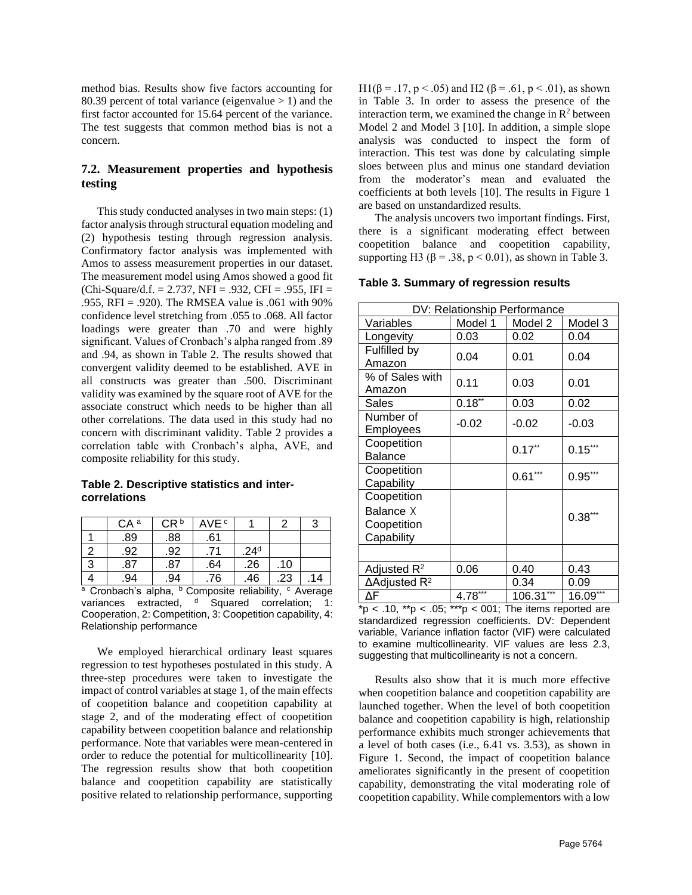method bias. Results show five factors accounting for 80.39 percent of total variance (eigenvalue > 1) and the first factor accounted for 15.64 percent of the variance. The test suggests that common method bias is not a concern.

### 7.2. Measurement properties and hypothesis testing

This study conducted analyses in two main steps: (1) factor analysis through structural equation modeling and (2) hypothesis testing through regression analysis. Confirmatory factor analysis was implemented with Amos to assess measurement properties in our dataset. The measurement model using Amos showed a good fit (Chi-Square/d.f. = 2.737, NFI = .932, CFI = .955, IFI = .955, RFI = .920). The RMSEA value is .061 with 90% confidence level stretching from .055 to .068. All factor loadings were greater than .70 and were highly significant. Values of Cronbach's alpha ranged from .89 and .94, as shown in Table 2. The results showed that convergent validity deemed to be established. AVE in all constructs was greater than .500. Discriminant validity was examined by the square root of AVE for the associate construct which needs to be higher than all other correlations. The data used in this study had no concern with discriminant validity. Table 2 provides a correlation table with Cronbach's alpha, AVE, and composite reliability for this study.

**Table 2. Descriptive statistics and inter-correlations**

| | CA [a] | CR [b] | AVE [c] | 1 | 2 | 3 |
|---|---|---|---|---|---|---|
| 1 | .89 | .88 | .61 | | | |
| 2 | .92 | .92 | .71 | .24[d] | | |
| 3 | .87 | .87 | .64 | .26 | .10 | |
| 4 | .94 | .94 | .76 | .46 | .23 | .14 |

[a] Cronbach's alpha, [b] Composite reliability, [c] Average variances extracted, [d] Squared correlation; 1: Cooperation, 2: Competition, 3: Coopetition capability, 4: Relationship performance

We employed hierarchical ordinary least squares regression to test hypotheses postulated in this study. A three-step procedures were taken to investigate the impact of control variables at stage 1, of the main effects of coopetition balance and coopetition capability at stage 2, and of the moderating effect of coopetition capability between coopetition balance and relationship performance. Note that variables were mean-centered in order to reduce the potential for multicollinearity [10]. The regression results show that both coopetition balance and coopetition capability are statistically positive related to relationship performance, supporting H1($\beta = .17$, $p < .05$) and H2 ($\beta = .61$, $p < .01$), as shown in Table 3. In order to assess the presence of the interaction term, we examined the change in $R^2$ between Model 2 and Model 3 [10]. In addition, a simple slope analysis was conducted to inspect the form of interaction. This test was done by calculating simple sloes between plus and minus one standard deviation from the moderator's mean and evaluated the coefficients at both levels [10]. The results in Figure 1 are based on unstandardized results.

The analysis uncovers two important findings. First, there is a significant moderating effect between coopetition balance and coopetition capability, supporting H3 ($\beta = .38$, $p < 0.01$), as shown in Table 3.

**Table 3. Summary of regression results**

| DV: Relationship Performance | | | |
|---|---|---|---|
| Variables | Model 1 | Model 2 | Model 3 |
| Longevity | 0.03 | 0.02 | 0.04 |
| Fulfilled by Amazon | 0.04 | 0.01 | 0.04 |
| % of Sales with Amazon | 0.11 | 0.03 | 0.01 |
| Sales | 0.18** | 0.03 | 0.02 |
| Number of Employees | -0.02 | -0.02 | -0.03 |
| Coopetition Balance | | 0.17** | 0.15*** |
| Coopetition Capability | | 0.61*** | 0.95*** |
| Coopetition Balance X Coopetition Capability | | | 0.38*** |
| | | | |
| Adjusted $R^2$ | 0.06 | 0.40 | 0.43 |
| ΔAdjusted $R^2$ | | 0.34 | 0.09 |
| ΔF | 4.78*** | 106.31*** | 16.09*** |

*p < .10, **p < .05; ***p < 001; The items reported are standardized regression coefficients. DV: Dependent variable, Variance inflation factor (VIF) were calculated to examine multicollinearity. VIF values are less 2.3, suggesting that multicollinearity is not a concern.

Results also show that it is much more effective when coopetition balance and coopetition capability are launched together. When the level of both coopetition balance and coopetition capability is high, relationship performance exhibits much stronger achievements that a level of both cases (i.e., 6.41 vs. 3.53), as shown in Figure 1. Second, the impact of coopetition balance ameliorates significantly in the present of coopetition capability, demonstrating the vital moderating role of coopetition capability. While complementors with a low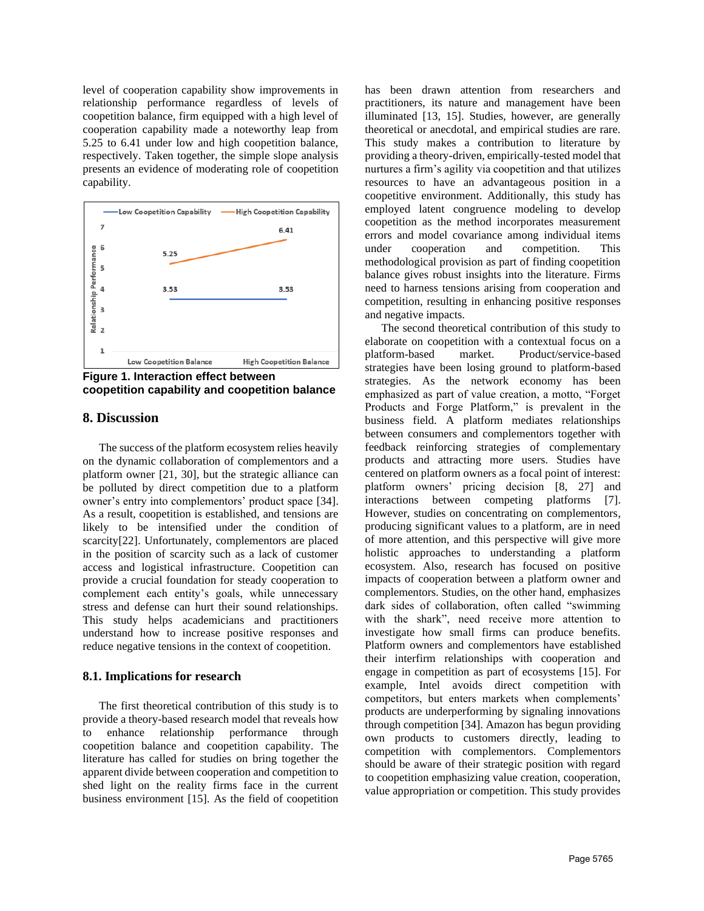level of cooperation capability show improvements in relationship performance regardless of levels of coopetition balance, firm equipped with a high level of cooperation capability made a noteworthy leap from 5.25 to 6.41 under low and high coopetition balance, respectively. Taken together, the simple slope analysis presents an evidence of moderating role of coopetition capability.

**Figure 1. Interaction effect between coopetition capability and coopetition balance**

## 8. Discussion

The success of the platform ecosystem relies heavily on the dynamic collaboration of complementors and a platform owner [21, 30], but the strategic alliance can be polluted by direct competition due to a platform owner's entry into complementors' product space [34]. As a result, coopetition is established, and tensions are likely to be intensified under the condition of scarcity[22]. Unfortunately, complementors are placed in the position of scarcity such as a lack of customer access and logistical infrastructure. Coopetition can provide a crucial foundation for steady cooperation to complement each entity's goals, while unnecessary stress and defense can hurt their sound relationships. This study helps academicians and practitioners understand how to increase positive responses and reduce negative tensions in the context of coopetition.

### 8.1. Implications for research

The first theoretical contribution of this study is to provide a theory-based research model that reveals how to enhance relationship performance through coopetition balance and coopetition capability. The literature has called for studies on bring together the apparent divide between cooperation and competition to shed light on the reality firms face in the current business environment [15]. As the field of coopetition has been drawn attention from researchers and practitioners, its nature and management have been illuminated [13, 15]. Studies, however, are generally theoretical or anecdotal, and empirical studies are rare. This study makes a contribution to literature by providing a theory-driven, empirically-tested model that nurtures a firm's agility via coopetition and that utilizes resources to have an advantageous position in a coopetitive environment. Additionally, this study has employed latent congruence modeling to develop coopetition as the method incorporates measurement errors and model covariance among individual items under cooperation and competition. This methodological provision as part of finding coopetition balance gives robust insights into the literature. Firms need to harness tensions arising from cooperation and competition, resulting in enhancing positive responses and negative impacts.

The second theoretical contribution of this study to elaborate on coopetition with a contextual focus on a platform-based market. Product/service-based strategies have been losing ground to platform-based strategies. As the network economy has been emphasized as part of value creation, a motto, "Forget Products and Forge Platform," is prevalent in the business field. A platform mediates relationships between consumers and complementors together with feedback reinforcing strategies of complementary products and attracting more users. Studies have centered on platform owners as a focal point of interest: platform owners' pricing decision [8, 27] and interactions between competing platforms [7]. However, studies on concentrating on complementors, producing significant values to a platform, are in need of more attention, and this perspective will give more holistic approaches to understanding a platform ecosystem. Also, research has focused on positive impacts of cooperation between a platform owner and complementors. Studies, on the other hand, emphasizes dark sides of collaboration, often called "swimming with the shark", need receive more attention to investigate how small firms can produce benefits. Platform owners and complementors have established their interfirm relationships with cooperation and engage in competition as part of ecosystems [15]. For example, Intel avoids direct competition with competitors, but enters markets when complements' products are underperforming by signaling innovations through competition [34]. Amazon has begun providing own products to customers directly, leading to competition with complementors. Complementors should be aware of their strategic position with regard to coopetition emphasizing value creation, cooperation, value appropriation or competition. This study provides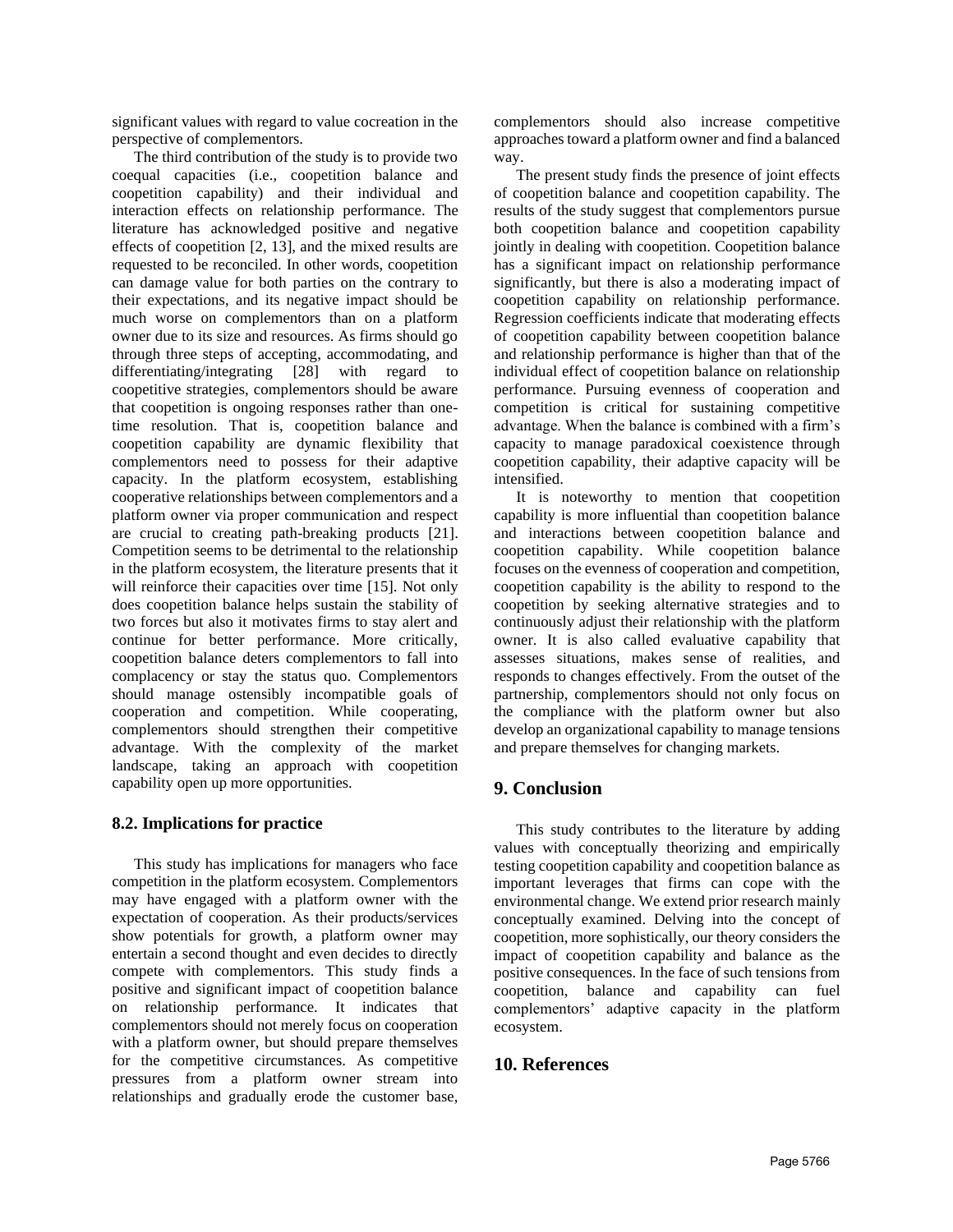significant values with regard to value cocreation in the perspective of complementors.

The third contribution of the study is to provide two coequal capacities (i.e., coopetition balance and coopetition capability) and their individual and interaction effects on relationship performance. The literature has acknowledged positive and negative effects of coopetition [2, 13], and the mixed results are requested to be reconciled. In other words, coopetition can damage value for both parties on the contrary to their expectations, and its negative impact should be much worse on complementors than on a platform owner due to its size and resources. As firms should go through three steps of accepting, accommodating, and differentiating/integrating [28] with regard to coopetitive strategies, complementors should be aware that coopetition is ongoing responses rather than one-time resolution. That is, coopetition balance and coopetition capability are dynamic flexibility that complementors need to possess for their adaptive capacity. In the platform ecosystem, establishing cooperative relationships between complementors and a platform owner via proper communication and respect are crucial to creating path-breaking products [21]. Competition seems to be detrimental to the relationship in the platform ecosystem, the literature presents that it will reinforce their capacities over time [15]. Not only does coopetition balance helps sustain the stability of two forces but also it motivates firms to stay alert and continue for better performance. More critically, coopetition balance deters complementors to fall into complacency or stay the status quo. Complementors should manage ostensibly incompatible goals of cooperation and competition. While cooperating, complementors should strengthen their competitive advantage. With the complexity of the market landscape, taking an approach with coopetition capability open up more opportunities.

### 8.2. Implications for practice

This study has implications for managers who face competition in the platform ecosystem. Complementors may have engaged with a platform owner with the expectation of cooperation. As their products/services show potentials for growth, a platform owner may entertain a second thought and even decides to directly compete with complementors. This study finds a positive and significant impact of coopetition balance on relationship performance. It indicates that complementors should not merely focus on cooperation with a platform owner, but should prepare themselves for the competitive circumstances. As competitive pressures from a platform owner stream into relationships and gradually erode the customer base, complementors should also increase competitive approaches toward a platform owner and find a balanced way.

The present study finds the presence of joint effects of coopetition balance and coopetition capability. The results of the study suggest that complementors pursue both coopetition balance and coopetition capability jointly in dealing with coopetition. Coopetition balance has a significant impact on relationship performance significantly, but there is also a moderating impact of coopetition capability on relationship performance. Regression coefficients indicate that moderating effects of coopetition capability between coopetition balance and relationship performance is higher than that of the individual effect of coopetition balance on relationship performance. Pursuing evenness of cooperation and competition is critical for sustaining competitive advantage. When the balance is combined with a firm's capacity to manage paradoxical coexistence through coopetition capability, their adaptive capacity will be intensified.

It is noteworthy to mention that coopetition capability is more influential than coopetition balance and interactions between coopetition balance and coopetition capability. While coopetition balance focuses on the evenness of cooperation and competition, coopetition capability is the ability to respond to the coopetition by seeking alternative strategies and to continuously adjust their relationship with the platform owner. It is also called evaluative capability that assesses situations, makes sense of realities, and responds to changes effectively. From the outset of the partnership, complementors should not only focus on the compliance with the platform owner but also develop an organizational capability to manage tensions and prepare themselves for changing markets.

## 9. Conclusion

This study contributes to the literature by adding values with conceptually theorizing and empirically testing coopetition capability and coopetition balance as important leverages that firms can cope with the environmental change. We extend prior research mainly conceptually examined. Delving into the concept of coopetition, more sophistically, our theory considers the impact of coopetition capability and balance as the positive consequences. In the face of such tensions from coopetition, balance and capability can fuel complementors' adaptive capacity in the platform ecosystem.

## 10. References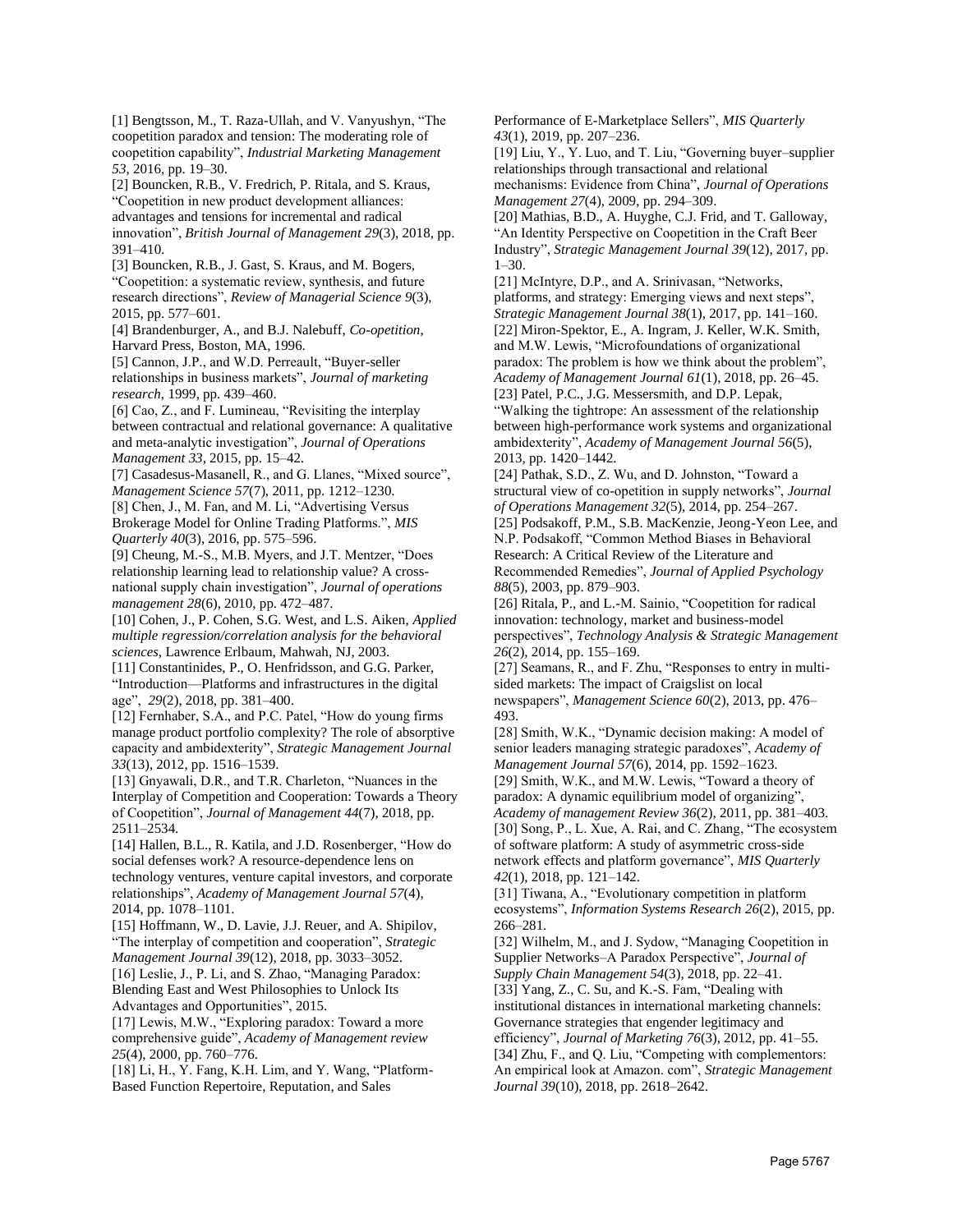[1] Bengtsson, M., T. Raza-Ullah, and V. Vanyushyn, "The coopetition paradox and tension: The moderating role of coopetition capability", *Industrial Marketing Management 53*, 2016, pp. 19–30.

[2] Bouncken, R.B., V. Fredrich, P. Ritala, and S. Kraus, "Coopetition in new product development alliances: advantages and tensions for incremental and radical innovation", *British Journal of Management 29*(3), 2018, pp. 391–410.

[3] Bouncken, R.B., J. Gast, S. Kraus, and M. Bogers, "Coopetition: a systematic review, synthesis, and future research directions", *Review of Managerial Science 9*(3), 2015, pp. 577–601.

[4] Brandenburger, A., and B.J. Nalebuff, *Co-opetition*, Harvard Press, Boston, MA, 1996.

[5] Cannon, J.P., and W.D. Perreault, "Buyer-seller relationships in business markets", *Journal of marketing research*, 1999, pp. 439–460.

[6] Cao, Z., and F. Lumineau, "Revisiting the interplay between contractual and relational governance: A qualitative and meta-analytic investigation", *Journal of Operations Management 33*, 2015, pp. 15–42.

[7] Casadesus-Masanell, R., and G. Llanes, "Mixed source", *Management Science 57*(7), 2011, pp. 1212–1230.

[8] Chen, J., M. Fan, and M. Li, "Advertising Versus Brokerage Model for Online Trading Platforms.", *MIS Quarterly 40*(3), 2016, pp. 575–596.

[9] Cheung, M.-S., M.B. Myers, and J.T. Mentzer, "Does relationship learning lead to relationship value? A cross-national supply chain investigation", *Journal of operations management 28*(6), 2010, pp. 472–487.

[10] Cohen, J., P. Cohen, S.G. West, and L.S. Aiken, *Applied multiple regression/correlation analysis for the behavioral sciences*, Lawrence Erlbaum, Mahwah, NJ, 2003.

[11] Constantinides, P., O. Henfridsson, and G.G. Parker, "Introduction—Platforms and infrastructures in the digital age", *29*(2), 2018, pp. 381–400.

[12] Fernhaber, S.A., and P.C. Patel, "How do young firms manage product portfolio complexity? The role of absorptive capacity and ambidexterity", *Strategic Management Journal 33*(13), 2012, pp. 1516–1539.

[13] Gnyawali, D.R., and T.R. Charleton, "Nuances in the Interplay of Competition and Cooperation: Towards a Theory of Coopetition", *Journal of Management 44*(7), 2018, pp. 2511–2534.

[14] Hallen, B.L., R. Katila, and J.D. Rosenberger, "How do social defenses work? A resource-dependence lens on technology ventures, venture capital investors, and corporate relationships", *Academy of Management Journal 57*(4), 2014, pp. 1078–1101.

[15] Hoffmann, W., D. Lavie, J.J. Reuer, and A. Shipilov, "The interplay of competition and cooperation", *Strategic Management Journal 39*(12), 2018, pp. 3033–3052.

[16] Leslie, J., P. Li, and S. Zhao, "Managing Paradox: Blending East and West Philosophies to Unlock Its Advantages and Opportunities", 2015.

[17] Lewis, M.W., "Exploring paradox: Toward a more comprehensive guide", *Academy of Management review 25*(4), 2000, pp. 760–776.

[18] Li, H., Y. Fang, K.H. Lim, and Y. Wang, "Platform-Based Function Repertoire, Reputation, and Sales Performance of E-Marketplace Sellers", *MIS Quarterly 43*(1), 2019, pp. 207–236.

[19] Liu, Y., Y. Luo, and T. Liu, "Governing buyer–supplier relationships through transactional and relational mechanisms: Evidence from China", *Journal of Operations Management 27*(4), 2009, pp. 294–309.

[20] Mathias, B.D., A. Huyghe, C.J. Frid, and T. Galloway, "An Identity Perspective on Coopetition in the Craft Beer Industry", *Strategic Management Journal 39*(12), 2017, pp. 1–30.

[21] McIntyre, D.P., and A. Srinivasan, "Networks, platforms, and strategy: Emerging views and next steps", *Strategic Management Journal 38*(1), 2017, pp. 141–160.

[22] Miron-Spektor, E., A. Ingram, J. Keller, W.K. Smith, and M.W. Lewis, "Microfoundations of organizational paradox: The problem is how we think about the problem", *Academy of Management Journal 61*(1), 2018, pp. 26–45.

[23] Patel, P.C., J.G. Messersmith, and D.P. Lepak, "Walking the tightrope: An assessment of the relationship between high-performance work systems and organizational ambidexterity", *Academy of Management Journal 56*(5), 2013, pp. 1420–1442.

[24] Pathak, S.D., Z. Wu, and D. Johnston, "Toward a structural view of co-opetition in supply networks", *Journal of Operations Management 32*(5), 2014, pp. 254–267.

[25] Podsakoff, P.M., S.B. MacKenzie, Jeong-Yeon Lee, and N.P. Podsakoff, "Common Method Biases in Behavioral Research: A Critical Review of the Literature and Recommended Remedies", *Journal of Applied Psychology 88*(5), 2003, pp. 879–903.

[26] Ritala, P., and L.-M. Sainio, "Coopetition for radical innovation: technology, market and business-model perspectives", *Technology Analysis & Strategic Management 26*(2), 2014, pp. 155–169.

[27] Seamans, R., and F. Zhu, "Responses to entry in multi-sided markets: The impact of Craigslist on local newspapers", *Management Science 60*(2), 2013, pp. 476–493.

[28] Smith, W.K., "Dynamic decision making: A model of senior leaders managing strategic paradoxes", *Academy of Management Journal 57*(6), 2014, pp. 1592–1623.

[29] Smith, W.K., and M.W. Lewis, "Toward a theory of paradox: A dynamic equilibrium model of organizing", *Academy of management Review 36*(2), 2011, pp. 381–403.

[30] Song, P., L. Xue, A. Rai, and C. Zhang, "The ecosystem of software platform: A study of asymmetric cross-side network effects and platform governance", *MIS Quarterly 42*(1), 2018, pp. 121–142.

[31] Tiwana, A., "Evolutionary competition in platform ecosystems", *Information Systems Research 26*(2), 2015, pp. 266–281.

[32] Wilhelm, M., and J. Sydow, "Managing Coopetition in Supplier Networks–A Paradox Perspective", *Journal of Supply Chain Management 54*(3), 2018, pp. 22–41.

[33] Yang, Z., C. Su, and K.-S. Fam, "Dealing with institutional distances in international marketing channels: Governance strategies that engender legitimacy and efficiency", *Journal of Marketing 76*(3), 2012, pp. 41–55.

[34] Zhu, F., and Q. Liu, "Competing with complementors: An empirical look at Amazon. com", *Strategic Management Journal 39*(10), 2018, pp. 2618–2642.